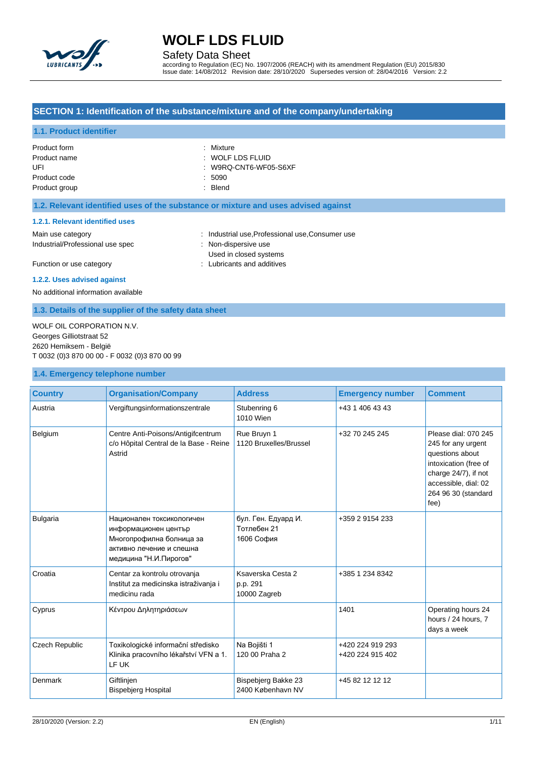# WOLF LDS FLUID

Safety Data Sheet

according to Regulation (EC) No. 1907/2006 (REACH) with its amendment Regulation (EU) 2015/830
Issue date: 14/08/2012 Revision date: 28/10/2020 Supersedes version of: 28/04/2016 Version: 2.2

## SECTION 1: Identification of the substance/mixture and of the company/undertaking

### 1.1. Product identifier

| | |
|---|---|
| Product form | : Mixture |
| Product name | : WOLF LDS FLUID |
| UFI | : W9RQ-CNT6-WF05-S6XF |
| Product code | : 5090 |
| Product group | : Blend |

### 1.2. Relevant identified uses of the substance or mixture and uses advised against

#### 1.2.1. Relevant identified uses

| | |
|---|---|
| Main use category | : Industrial use,Professional use,Consumer use |
| Industrial/Professional use spec | : Non-dispersive use<br>Used in closed systems |
| Function or use category | : Lubricants and additives |

#### 1.2.2. Uses advised against

No additional information available

### 1.3. Details of the supplier of the safety data sheet

WOLF OIL CORPORATION N.V.
Georges Gilliotstraat 52
2620 Hemiksem - België
T 0032 (0)3 870 00 00 - F 0032 (0)3 870 00 99

### 1.4. Emergency telephone number

| Country | Organisation/Company | Address | Emergency number | Comment |
|---|---|---|---|---|
| Austria | Vergiftungsinformationszentrale | Stubenring 6<br>1010 Wien | +43 1 406 43 43 | |
| Belgium | Centre Anti-Poisons/Antigifcentrum<br>c/o Hôpital Central de la Base - Reine Astrid | Rue Bruyn 1<br>1120 Bruxelles/Brussel | +32 70 245 245 | Please dial: 070 245 245 for any urgent questions about intoxication (free of charge 24/7), if not accessible, dial: 02 264 96 30 (standard fee) |
| Bulgaria | Национален токсикологичен информационен център<br>Многопрофилна болница за активно лечение и спешна медицина "Н.И.Пирогов" | бул. Ген. Едуард И. Тотлебен 21<br>1606 София | +359 2 9154 233 | |
| Croatia | Centar za kontrolu otrovanja<br>Institut za medicinska istraživanja i medicinu rada | Ksaverska Cesta 2<br>p.p. 291<br>10000 Zagreb | +385 1 234 8342 | |
| Cyprus | Κέντρου Δηλητηριάσεων | | 1401 | Operating hours 24 hours / 24 hours, 7 days a week |
| Czech Republic | Toxikologické informační středisko<br>Klinika pracovního lékařství VFN a 1. LF UK | Na Bojišti 1<br>120 00 Praha 2 | +420 224 919 293<br>+420 224 915 402 | |
| Denmark | Giftlinjen<br>Bispebjerg Hospital | Bispebjerg Bakke 23<br>2400 København NV | +45 82 12 12 12 | |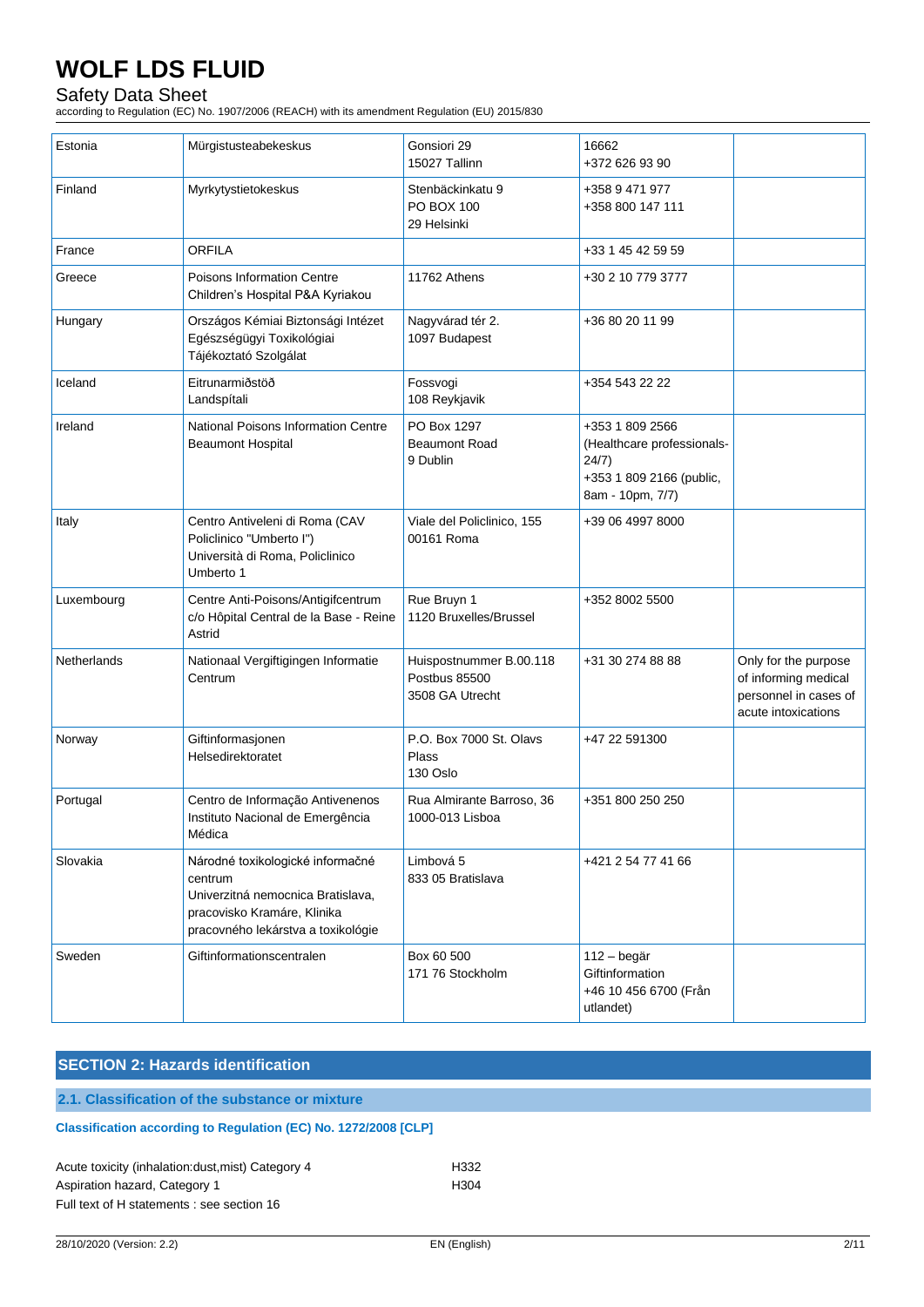| Estonia | Mürgistusteabekeskus | Gonsiori 29<br>15027 Tallinn | 16662<br>+372 626 93 90 | |
|---|---|---|---|---|
| Finland | Myrkytystietokeskus | Stenbäckinkatu 9<br>PO BOX 100<br>29 Helsinki | +358 9 471 977<br>+358 800 147 111 | |
| France | ORFILA | | +33 1 45 42 59 59 | |
| Greece | Poisons Information Centre<br>Children's Hospital P&A Kyriakou | 11762 Athens | +30 2 10 779 3777 | |
| Hungary | Országos Kémiai Biztonsági Intézet<br>Egészségügyi Toxikológiai<br>Tájékoztató Szolgálat | Nagyvárad tér 2.<br>1097 Budapest | +36 80 20 11 99 | |
| Iceland | Eitrunarmiðstöð<br>Landspítali | Fossvogi<br>108 Reykjavik | +354 543 22 22 | |
| Ireland | National Poisons Information Centre<br>Beaumont Hospital | PO Box 1297<br>Beaumont Road<br>9 Dublin | +353 1 809 2566<br>(Healthcare professionals-24/7)<br>+353 1 809 2166 (public, 8am - 10pm, 7/7) | |
| Italy | Centro Antiveleni di Roma (CAV Policlinico "Umberto I")<br>Università di Roma, Policlinico Umberto 1 | Viale del Policlinico, 155<br>00161 Roma | +39 06 4997 8000 | |
| Luxembourg | Centre Anti-Poisons/Antigifcentrum<br>c/o Hôpital Central de la Base - Reine Astrid | Rue Bruyn 1<br>1120 Bruxelles/Brussel | +352 8002 5500 | |
| Netherlands | Nationaal Vergiftigingen Informatie Centrum | Huispostnummer B.00.118<br>Postbus 85500<br>3508 GA Utrecht | +31 30 274 88 88 | Only for the purpose of informing medical personnel in cases of acute intoxications |
| Norway | Giftinformasjonen<br>Helsedirektoratet | P.O. Box 7000 St. Olavs Plass<br>130 Oslo | +47 22 591300 | |
| Portugal | Centro de Informação Antivenenos<br>Instituto Nacional de Emergência Médica | Rua Almirante Barroso, 36<br>1000-013 Lisboa | +351 800 250 250 | |
| Slovakia | Národné toxikologické informačné centrum<br>Univerzitná nemocnica Bratislava, pracovisko Kramáre, Klinika pracovného lekárstva a toxikológie | Limbová 5<br>833 05 Bratislava | +421 2 54 77 41 66 | |
| Sweden | Giftinformationscentralen | Box 60 500<br>171 76 Stockholm | 112 – begär Giftinformation<br>+46 10 456 6700 (Från utlandet) | |

## SECTION 2: Hazards identification

### 2.1. Classification of the substance or mixture

**Classification according to Regulation (EC) No. 1272/2008 [CLP]**

| | |
|---|---|
| Acute toxicity (inhalation:dust,mist) Category 4 | H332 |
| Aspiration hazard, Category 1 | H304 |

Full text of H statements : see section 16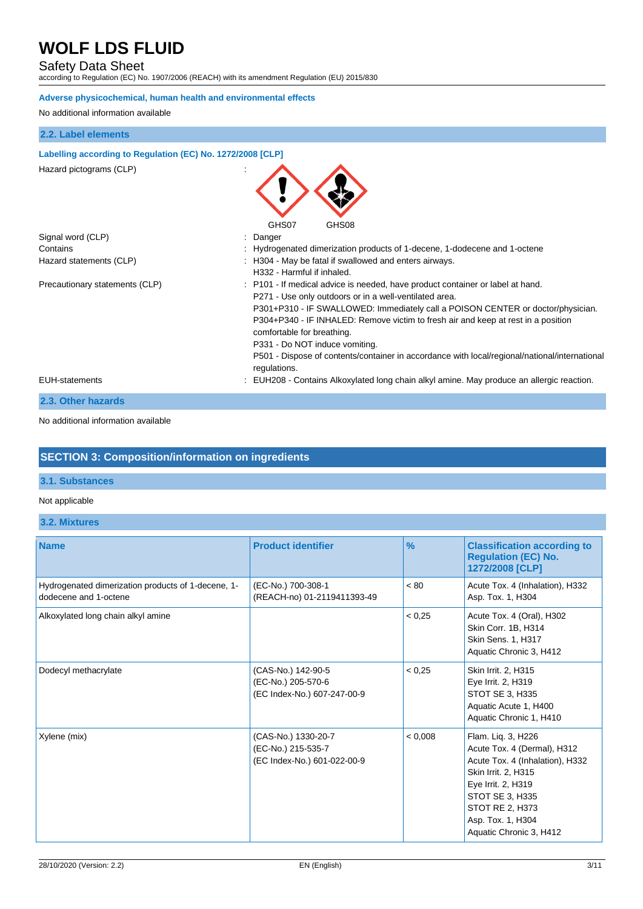**Adverse physicochemical, human health and environmental effects**

No additional information available

### 2.2. Label elements

**Labelling according to Regulation (EC) No. 1272/2008 [CLP]**

Hazard pictograms (CLP) :

GHS07 GHS08

Signal word (CLP) : Danger

Contains : Hydrogenated dimerization products of 1-decene, 1-dodecene and 1-octene

Hazard statements (CLP) : H304 - May be fatal if swallowed and enters airways.
H332 - Harmful if inhaled.

Precautionary statements (CLP) : P101 - If medical advice is needed, have product container or label at hand.
P271 - Use only outdoors or in a well-ventilated area.
P301+P310 - IF SWALLOWED: Immediately call a POISON CENTER or doctor/physician.
P304+P340 - IF INHALED: Remove victim to fresh air and keep at rest in a position comfortable for breathing.
P331 - Do NOT induce vomiting.
P501 - Dispose of contents/container in accordance with local/regional/national/international regulations.

EUH-statements : EUH208 - Contains Alkoxylated long chain alkyl amine. May produce an allergic reaction.

### 2.3. Other hazards

No additional information available

## SECTION 3: Composition/information on ingredients

### 3.1. Substances

Not applicable

### 3.2. Mixtures

| Name | Product identifier | % | Classification according to Regulation (EC) No. 1272/2008 [CLP] |
|---|---|---|---|
| Hydrogenated dimerization products of 1-decene, 1-dodecene and 1-octene | (EC-No.) 700-308-1<br>(REACH-no) 01-2119411393-49 | < 80 | Acute Tox. 4 (Inhalation), H332<br>Asp. Tox. 1, H304 |
| Alkoxylated long chain alkyl amine | | < 0,25 | Acute Tox. 4 (Oral), H302<br>Skin Corr. 1B, H314<br>Skin Sens. 1, H317<br>Aquatic Chronic 3, H412 |
| Dodecyl methacrylate | (CAS-No.) 142-90-5<br>(EC-No.) 205-570-6<br>(EC Index-No.) 607-247-00-9 | < 0,25 | Skin Irrit. 2, H315<br>Eye Irrit. 2, H319<br>STOT SE 3, H335<br>Aquatic Acute 1, H400<br>Aquatic Chronic 1, H410 |
| Xylene (mix) | (CAS-No.) 1330-20-7<br>(EC-No.) 215-535-7<br>(EC Index-No.) 601-022-00-9 | < 0,008 | Flam. Liq. 3, H226<br>Acute Tox. 4 (Dermal), H312<br>Acute Tox. 4 (Inhalation), H332<br>Skin Irrit. 2, H315<br>Eye Irrit. 2, H319<br>STOT SE 3, H335<br>STOT RE 2, H373<br>Asp. Tox. 1, H304<br>Aquatic Chronic 3, H412 |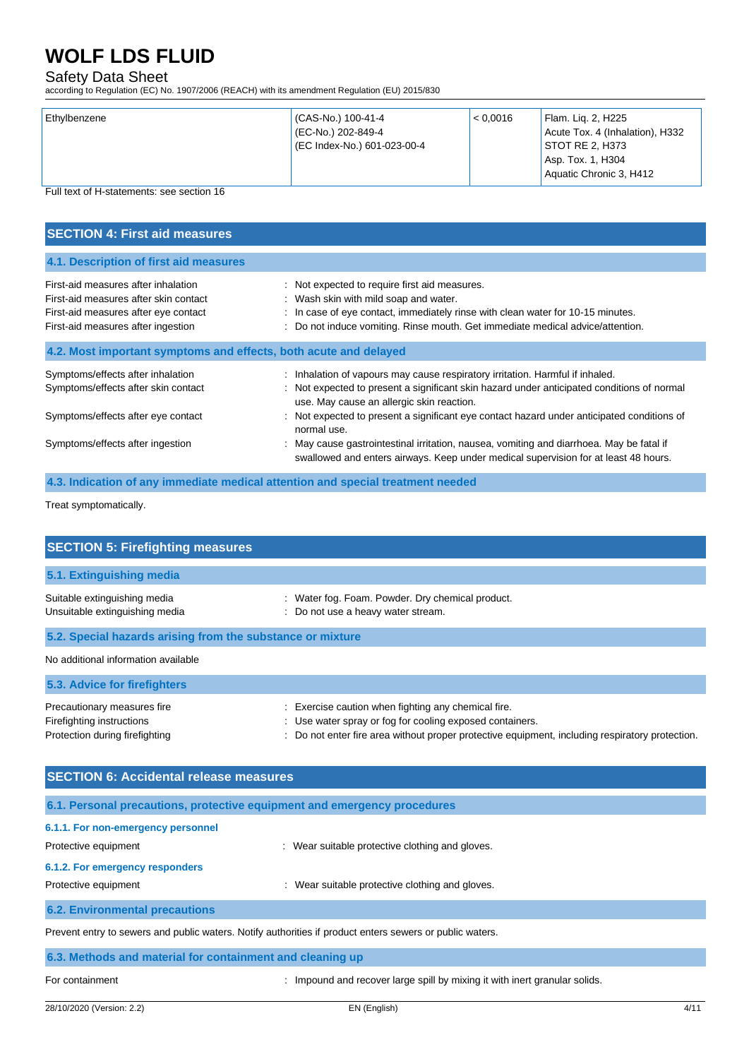| Ethylbenzene | (CAS-No.) 100-41-4<br>(EC-No.) 202-849-4<br>(EC Index-No.) 601-023-00-4 | < 0,0016 | Flam. Liq. 2, H225<br>Acute Tox. 4 (Inhalation), H332<br>STOT RE 2, H373<br>Asp. Tox. 1, H304<br>Aquatic Chronic 3, H412 |
|---|---|---|---|

Full text of H-statements: see section 16

## SECTION 4: First aid measures

### 4.1. Description of first aid measures

First-aid measures after inhalation : Not expected to require first aid measures.
First-aid measures after skin contact : Wash skin with mild soap and water.
First-aid measures after eye contact : In case of eye contact, immediately rinse with clean water for 10-15 minutes.
First-aid measures after ingestion : Do not induce vomiting. Rinse mouth. Get immediate medical advice/attention.

### 4.2. Most important symptoms and effects, both acute and delayed

Symptoms/effects after inhalation : Inhalation of vapours may cause respiratory irritation. Harmful if inhaled.
Symptoms/effects after skin contact : Not expected to present a significant skin hazard under anticipated conditions of normal use. May cause an allergic skin reaction.
Symptoms/effects after eye contact : Not expected to present a significant eye contact hazard under anticipated conditions of normal use.
Symptoms/effects after ingestion : May cause gastrointestinal irritation, nausea, vomiting and diarrhoea. May be fatal if swallowed and enters airways. Keep under medical supervision for at least 48 hours.

### 4.3. Indication of any immediate medical attention and special treatment needed

Treat symptomatically.

## SECTION 5: Firefighting measures

### 5.1. Extinguishing media

Suitable extinguishing media : Water fog. Foam. Powder. Dry chemical product.
Unsuitable extinguishing media : Do not use a heavy water stream.

### 5.2. Special hazards arising from the substance or mixture

No additional information available

### 5.3. Advice for firefighters

Precautionary measures fire : Exercise caution when fighting any chemical fire.
Firefighting instructions : Use water spray or fog for cooling exposed containers.
Protection during firefighting : Do not enter fire area without proper protective equipment, including respiratory protection.

## SECTION 6: Accidental release measures

### 6.1. Personal precautions, protective equipment and emergency procedures

#### 6.1.1. For non-emergency personnel

Protective equipment : Wear suitable protective clothing and gloves.

#### 6.1.2. For emergency responders

Protective equipment : Wear suitable protective clothing and gloves.

### 6.2. Environmental precautions

Prevent entry to sewers and public waters. Notify authorities if product enters sewers or public waters.

### 6.3. Methods and material for containment and cleaning up

For containment : Impound and recover large spill by mixing it with inert granular solids.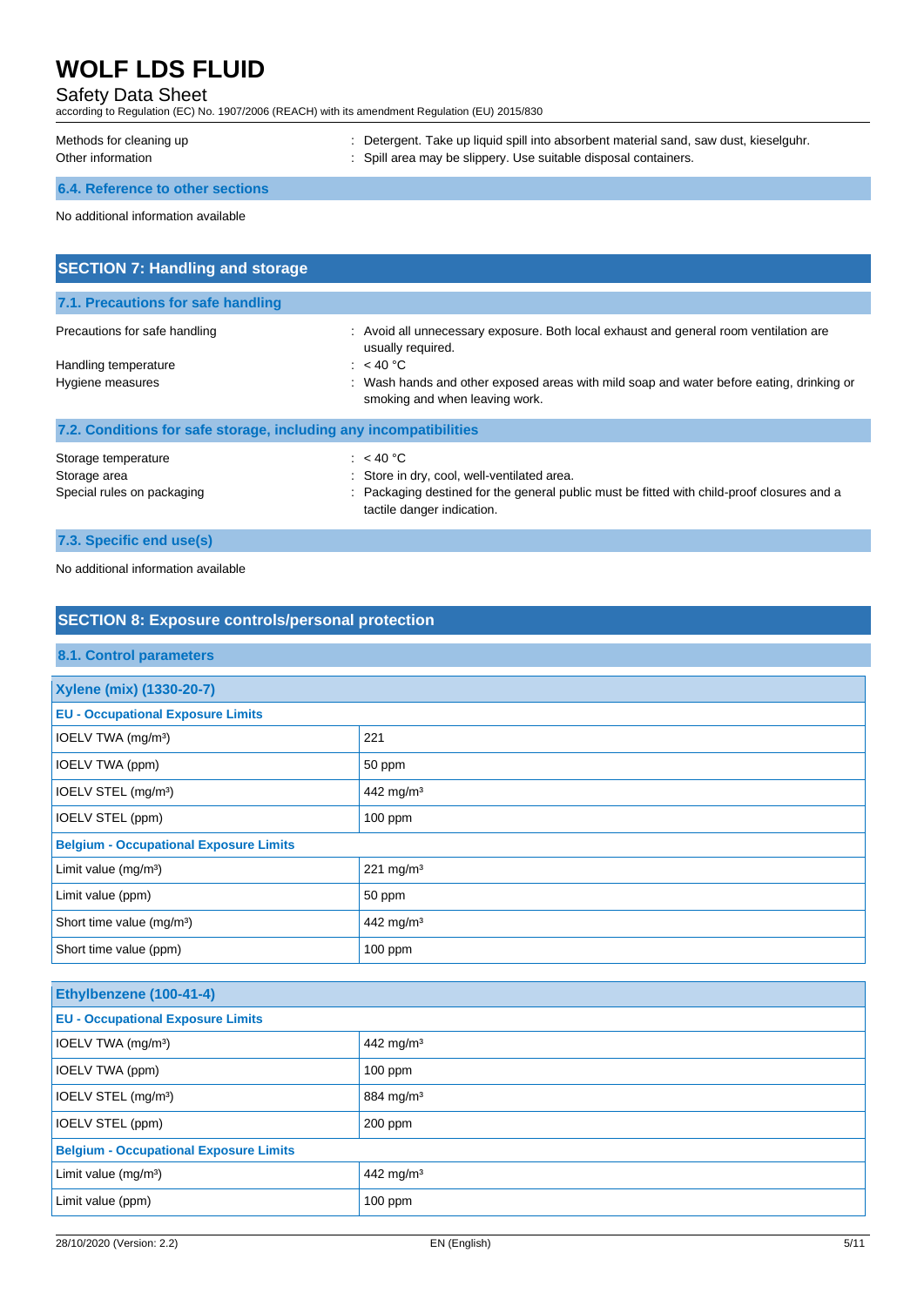| | |
|---|---|
| Methods for cleaning up | : Detergent. Take up liquid spill into absorbent material sand, saw dust, kieselguhr. |
| Other information | : Spill area may be slippery. Use suitable disposal containers. |

### 6.4. Reference to other sections

No additional information available

## SECTION 7: Handling and storage

### 7.1. Precautions for safe handling

| | |
|---|---|
| Precautions for safe handling | : Avoid all unnecessary exposure. Both local exhaust and general room ventilation are usually required. |
| Handling temperature | : < 40 °C |
| Hygiene measures | : Wash hands and other exposed areas with mild soap and water before eating, drinking or smoking and when leaving work. |

### 7.2. Conditions for safe storage, including any incompatibilities

| | |
|---|---|
| Storage temperature | : < 40 °C |
| Storage area | : Store in dry, cool, well-ventilated area. |
| Special rules on packaging | : Packaging destined for the general public must be fitted with child-proof closures and a tactile danger indication. |

### 7.3. Specific end use(s)

No additional information available

## SECTION 8: Exposure controls/personal protection

### 8.1. Control parameters

| Xylene (mix) (1330-20-7) | |
|---|---|
| **EU - Occupational Exposure Limits** | |
| IOELV TWA (mg/m³) | 221 |
| IOELV TWA (ppm) | 50 ppm |
| IOELV STEL (mg/m³) | 442 mg/m³ |
| IOELV STEL (ppm) | 100 ppm |
| **Belgium - Occupational Exposure Limits** | |
| Limit value (mg/m³) | 221 mg/m³ |
| Limit value (ppm) | 50 ppm |
| Short time value (mg/m³) | 442 mg/m³ |
| Short time value (ppm) | 100 ppm |

| Ethylbenzene (100-41-4) | |
|---|---|
| **EU - Occupational Exposure Limits** | |
| IOELV TWA (mg/m³) | 442 mg/m³ |
| IOELV TWA (ppm) | 100 ppm |
| IOELV STEL (mg/m³) | 884 mg/m³ |
| IOELV STEL (ppm) | 200 ppm |
| **Belgium - Occupational Exposure Limits** | |
| Limit value (mg/m³) | 442 mg/m³ |
| Limit value (ppm) | 100 ppm |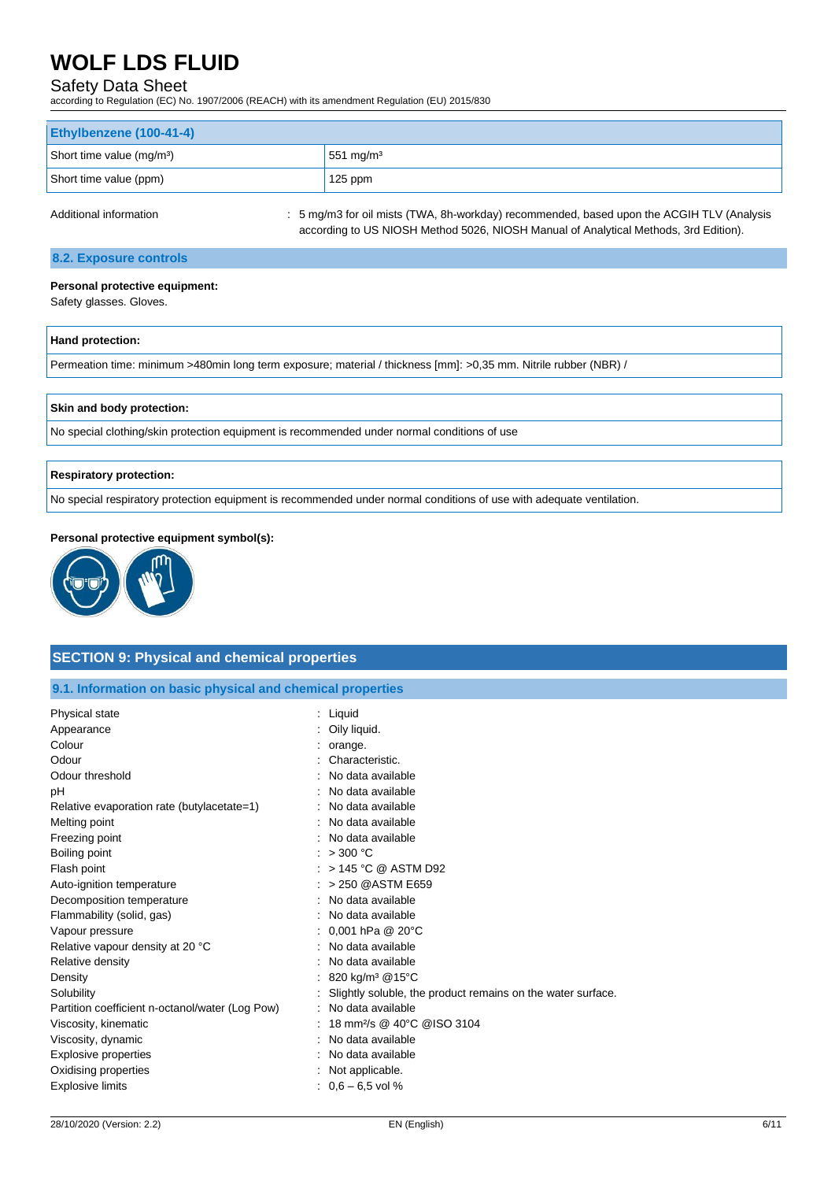| Ethylbenzene (100-41-4) | |
|---|---|
| Short time value ($mg/m^3$) | 551 $mg/m^3$ |
| Short time value (ppm) | 125 ppm |

Additional information : 5 mg/m3 for oil mists (TWA, 8h-workday) recommended, based upon the ACGIH TLV (Analysis according to US NIOSH Method 5026, NIOSH Manual of Analytical Methods, 3rd Edition).

### 8.2. Exposure controls

**Personal protective equipment:**

Safety glasses. Gloves.

| Hand protection: |
|---|
| Permeation time: minimum >480min long term exposure; material / thickness [mm]: >0,35 mm. Nitrile rubber (NBR) / |

| Skin and body protection: |
|---|
| No special clothing/skin protection equipment is recommended under normal conditions of use |

| Respiratory protection: |
|---|
| No special respiratory protection equipment is recommended under normal conditions of use with adequate ventilation. |

**Personal protective equipment symbol(s):**

## SECTION 9: Physical and chemical properties

### 9.1. Information on basic physical and chemical properties

| | |
|---|---|
| Physical state | : Liquid |
| Appearance | : Oily liquid. |
| Colour | : orange. |
| Odour | : Characteristic. |
| Odour threshold | : No data available |
| pH | : No data available |
| Relative evaporation rate (butylacetate=1) | : No data available |
| Melting point | : No data available |
| Freezing point | : No data available |
| Boiling point | : > 300 °C |
| Flash point | : > 145 °C @ ASTM D92 |
| Auto-ignition temperature | : > 250 @ASTM E659 |
| Decomposition temperature | : No data available |
| Flammability (solid, gas) | : No data available |
| Vapour pressure | : 0,001 hPa @ 20°C |
| Relative vapour density at 20 °C | : No data available |
| Relative density | : No data available |
| Density | : 820 $kg/m^3$ @15°C |
| Solubility | : Slightly soluble, the product remains on the water surface. |
| Partition coefficient n-octanol/water (Log Pow) | : No data available |
| Viscosity, kinematic | : 18 $mm^2/s$ @ 40°C @ISO 3104 |
| Viscosity, dynamic | : No data available |
| Explosive properties | : No data available |
| Oxidising properties | : Not applicable. |
| Explosive limits | : 0,6 – 6,5 vol % |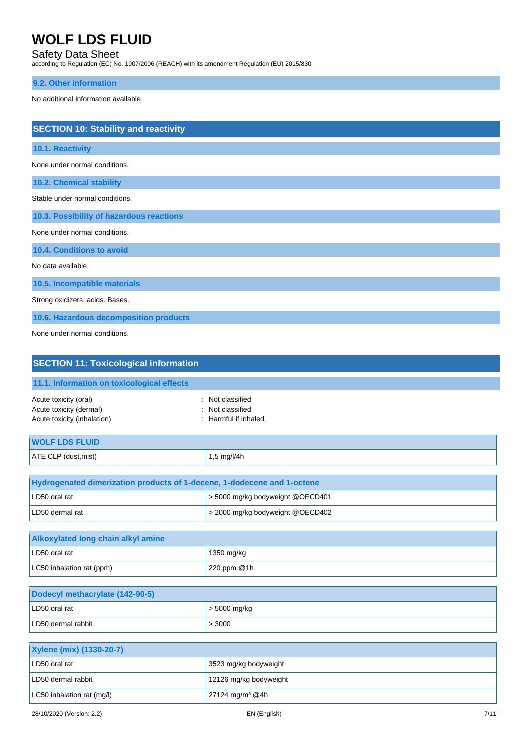### 9.2. Other information

No additional information available

## SECTION 10: Stability and reactivity

### 10.1. Reactivity

None under normal conditions.

### 10.2. Chemical stability

Stable under normal conditions.

### 10.3. Possibility of hazardous reactions

None under normal conditions.

### 10.4. Conditions to avoid

No data available.

### 10.5. Incompatible materials

Strong oxidizers. acids. Bases.

### 10.6. Hazardous decomposition products

None under normal conditions.

## SECTION 11: Toxicological information

### 11.1. Information on toxicological effects

Acute toxicity (oral) : Not classified
Acute toxicity (dermal) : Not classified
Acute toxicity (inhalation) : Harmful if inhaled.

| WOLF LDS FLUID | |
|---|---|
| ATE CLP (dust,mist) | 1,5 mg/l/4h |

| Hydrogenated dimerization products of 1-decene, 1-dodecene and 1-octene | |
|---|---|
| LD50 oral rat | > 5000 mg/kg bodyweight @OECD401 |
| LD50 dermal rat | > 2000 mg/kg bodyweight @OECD402 |

| Alkoxylated long chain alkyl amine | |
|---|---|
| LD50 oral rat | 1350 mg/kg |
| LC50 inhalation rat (ppm) | 220 ppm @1h |

| Dodecyl methacrylate (142-90-5) | |
|---|---|
| LD50 oral rat | > 5000 mg/kg |
| LD50 dermal rabbit | > 3000 |

| Xylene (mix) (1330-20-7) | |
|---|---|
| LD50 oral rat | 3523 mg/kg bodyweight |
| LD50 dermal rabbit | 12126 mg/kg bodyweight |
| LC50 inhalation rat (mg/l) | 27124 mg/m³ @4h |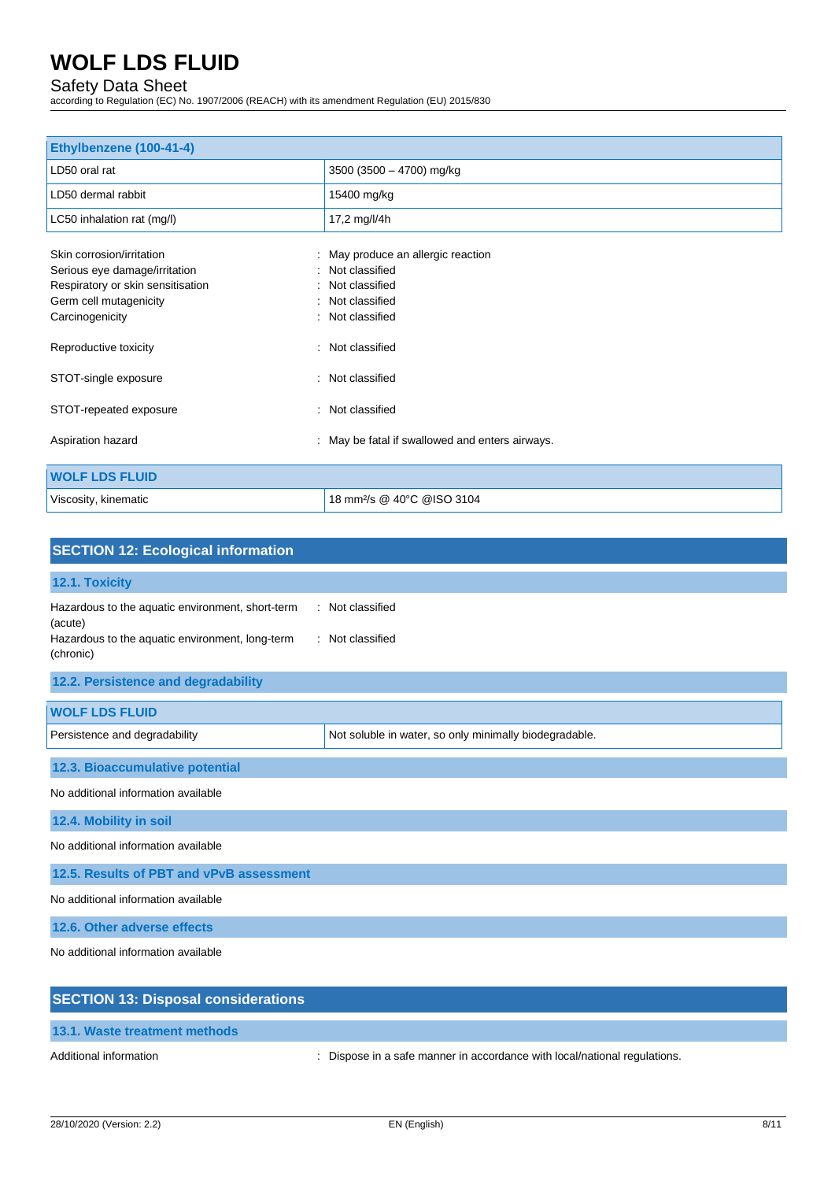| Ethylbenzene (100-41-4) | |
|---|---|
| LD50 oral rat | 3500 (3500 – 4700) mg/kg |
| LD50 dermal rabbit | 15400 mg/kg |
| LC50 inhalation rat (mg/l) | 17,2 mg/l/4h |

Skin corrosion/irritation : May produce an allergic reaction
Serious eye damage/irritation : Not classified
Respiratory or skin sensitisation : Not classified
Germ cell mutagenicity : Not classified
Carcinogenicity : Not classified

Reproductive toxicity : Not classified

STOT-single exposure : Not classified

STOT-repeated exposure : Not classified

Aspiration hazard : May be fatal if swallowed and enters airways.

| WOLF LDS FLUID | |
|---|---|
| Viscosity, kinematic | 18 $mm^2/s$ @ 40°C @ISO 3104 |

## SECTION 12: Ecological information

### 12.1. Toxicity

Hazardous to the aquatic environment, short-term (acute) : Not classified
Hazardous to the aquatic environment, long-term (chronic) : Not classified

### 12.2. Persistence and degradability

| WOLF LDS FLUID | |
|---|---|
| Persistence and degradability | Not soluble in water, so only minimally biodegradable. |

### 12.3. Bioaccumulative potential

No additional information available

### 12.4. Mobility in soil

No additional information available

### 12.5. Results of PBT and vPvB assessment

No additional information available

### 12.6. Other adverse effects

No additional information available

## SECTION 13: Disposal considerations

### 13.1. Waste treatment methods

Additional information : Dispose in a safe manner in accordance with local/national regulations.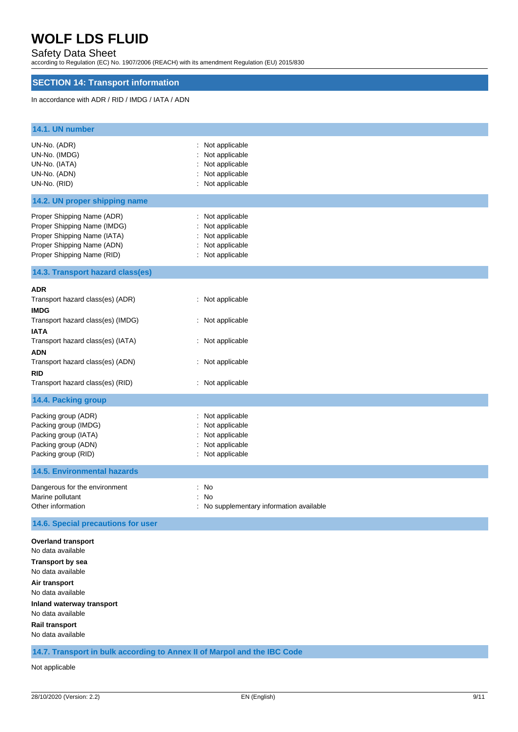## SECTION 14: Transport information

In accordance with ADR / RID / IMDG / IATA / ADN

### 14.1. UN number

| | |
|---|---|
| UN-No. (ADR) | : Not applicable |
| UN-No. (IMDG) | : Not applicable |
| UN-No. (IATA) | : Not applicable |
| UN-No. (ADN) | : Not applicable |
| UN-No. (RID) | : Not applicable |

### 14.2. UN proper shipping name

| | |
|---|---|
| Proper Shipping Name (ADR) | : Not applicable |
| Proper Shipping Name (IMDG) | : Not applicable |
| Proper Shipping Name (IATA) | : Not applicable |
| Proper Shipping Name (ADN) | : Not applicable |
| Proper Shipping Name (RID) | : Not applicable |

### 14.3. Transport hazard class(es)

**ADR**

| | |
|---|---|
| Transport hazard class(es) (ADR) | : Not applicable |

**IMDG**

| | |
|---|---|
| Transport hazard class(es) (IMDG) | : Not applicable |

**IATA**

| | |
|---|---|
| Transport hazard class(es) (IATA) | : Not applicable |

**ADN**

| | |
|---|---|
| Transport hazard class(es) (ADN) | : Not applicable |

**RID**

| | |
|---|---|
| Transport hazard class(es) (RID) | : Not applicable |

### 14.4. Packing group

| | |
|---|---|
| Packing group (ADR) | : Not applicable |
| Packing group (IMDG) | : Not applicable |
| Packing group (IATA) | : Not applicable |
| Packing group (ADN) | : Not applicable |
| Packing group (RID) | : Not applicable |

### 14.5. Environmental hazards

| | |
|---|---|
| Dangerous for the environment | : No |
| Marine pollutant | : No |
| Other information | : No supplementary information available |

### 14.6. Special precautions for user

**Overland transport**
No data available

**Transport by sea**
No data available

**Air transport**
No data available

**Inland waterway transport**
No data available

**Rail transport**
No data available

### 14.7. Transport in bulk according to Annex II of Marpol and the IBC Code

Not applicable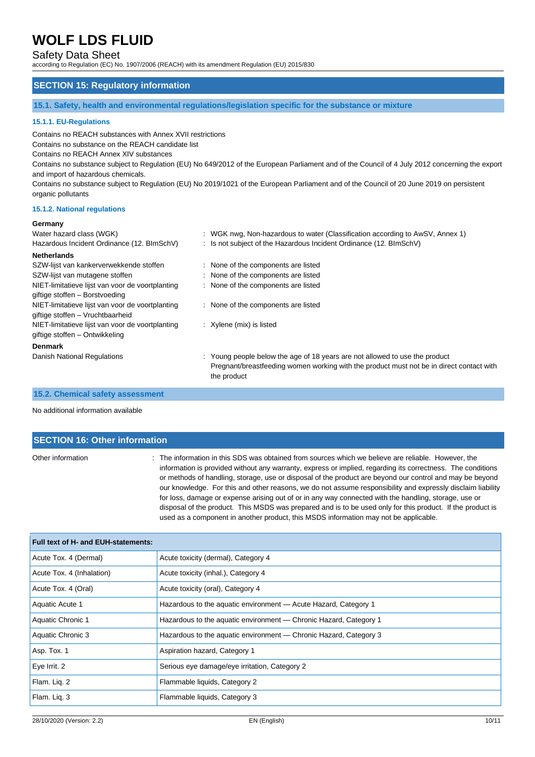## SECTION 15: Regulatory information

### 15.1. Safety, health and environmental regulations/legislation specific for the substance or mixture

#### 15.1.1. EU-Regulations

Contains no REACH substances with Annex XVII restrictions
Contains no substance on the REACH candidate list
Contains no REACH Annex XIV substances
Contains no substance subject to Regulation (EU) No 649/2012 of the European Parliament and of the Council of 4 July 2012 concerning the export and import of hazardous chemicals.
Contains no substance subject to Regulation (EU) No 2019/1021 of the European Parliament and of the Council of 20 June 2019 on persistent organic pollutants

#### 15.1.2. National regulations

**Germany**

Water hazard class (WGK) : WGK nwg, Non-hazardous to water (Classification according to AwSV, Annex 1)
Hazardous Incident Ordinance (12. BImSchV) : Is not subject of the Hazardous Incident Ordinance (12. BImSchV)

**Netherlands**

SZW-lijst van kankerverwekkende stoffen : None of the components are listed
SZW-lijst van mutagene stoffen : None of the components are listed
NIET-limitatieve lijst van voor de voortplanting giftige stoffen – Borstvoeding : None of the components are listed
NIET-limitatieve lijst van voor de voortplanting giftige stoffen – Vruchtbaarheid : None of the components are listed
NIET-limitatieve lijst van voor de voortplanting giftige stoffen – Ontwikkeling : Xylene (mix) is listed

**Denmark**

Danish National Regulations : Young people below the age of 18 years are not allowed to use the product
Pregnant/breastfeeding women working with the product must not be in direct contact with the product

### 15.2. Chemical safety assessment

No additional information available

## SECTION 16: Other information

Other information : The information in this SDS was obtained from sources which we believe are reliable. However, the information is provided without any warranty, express or implied, regarding its correctness. The conditions or methods of handling, storage, use or disposal of the product are beyond our control and may be beyond our knowledge. For this and other reasons, we do not assume responsibility and expressly disclaim liability for loss, damage or expense arising out of or in any way connected with the handling, storage, use or disposal of the product. This MSDS was prepared and is to be used only for this product. If the product is used as a component in another product, this MSDS information may not be applicable.

| Full text of H- and EUH-statements: | |
|---|---|
| Acute Tox. 4 (Dermal) | Acute toxicity (dermal), Category 4 |
| Acute Tox. 4 (Inhalation) | Acute toxicity (inhal.), Category 4 |
| Acute Tox. 4 (Oral) | Acute toxicity (oral), Category 4 |
| Aquatic Acute 1 | Hazardous to the aquatic environment — Acute Hazard, Category 1 |
| Aquatic Chronic 1 | Hazardous to the aquatic environment — Chronic Hazard, Category 1 |
| Aquatic Chronic 3 | Hazardous to the aquatic environment — Chronic Hazard, Category 3 |
| Asp. Tox. 1 | Aspiration hazard, Category 1 |
| Eye Irrit. 2 | Serious eye damage/eye irritation, Category 2 |
| Flam. Liq. 2 | Flammable liquids, Category 2 |
| Flam. Liq. 3 | Flammable liquids, Category 3 |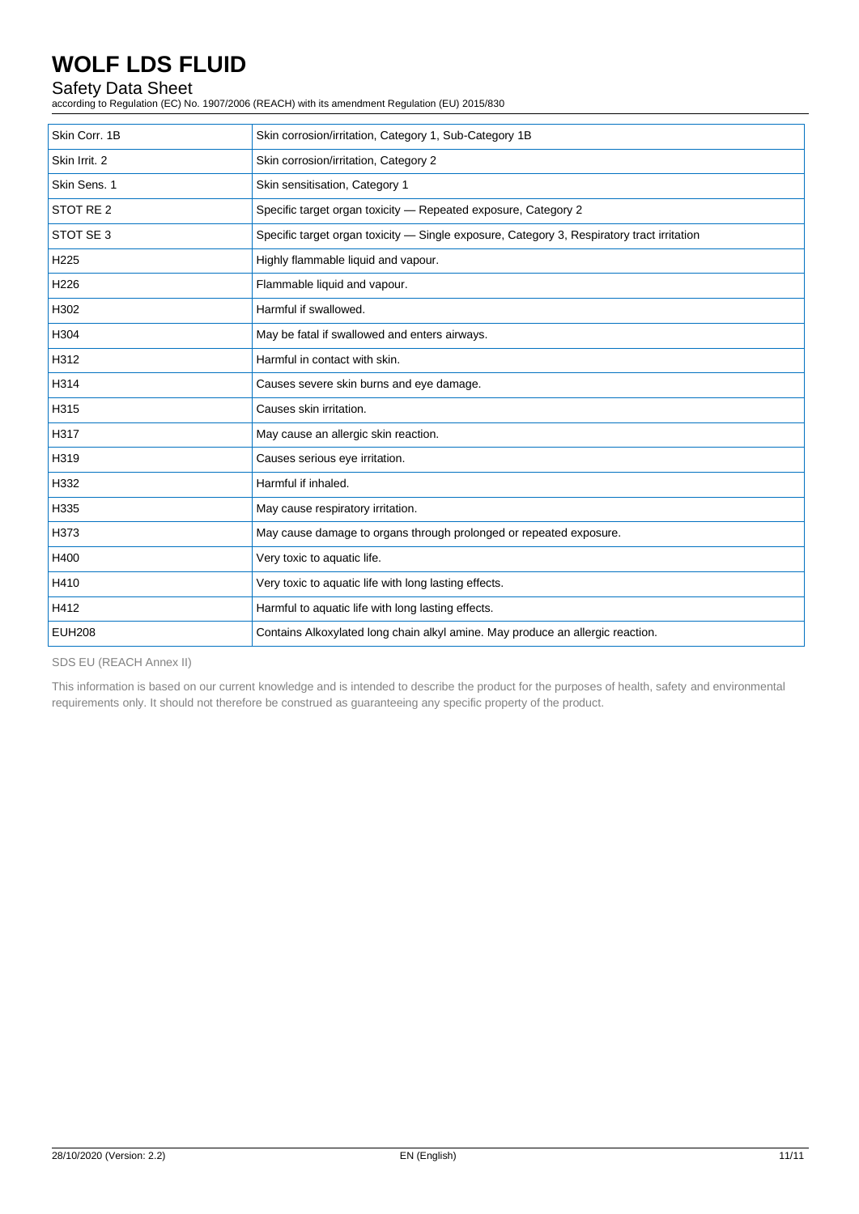| | |
|---|---|
| Skin Corr. 1B | Skin corrosion/irritation, Category 1, Sub-Category 1B |
| Skin Irrit. 2 | Skin corrosion/irritation, Category 2 |
| Skin Sens. 1 | Skin sensitisation, Category 1 |
| STOT RE 2 | Specific target organ toxicity — Repeated exposure, Category 2 |
| STOT SE 3 | Specific target organ toxicity — Single exposure, Category 3, Respiratory tract irritation |
| H225 | Highly flammable liquid and vapour. |
| H226 | Flammable liquid and vapour. |
| H302 | Harmful if swallowed. |
| H304 | May be fatal if swallowed and enters airways. |
| H312 | Harmful in contact with skin. |
| H314 | Causes severe skin burns and eye damage. |
| H315 | Causes skin irritation. |
| H317 | May cause an allergic skin reaction. |
| H319 | Causes serious eye irritation. |
| H332 | Harmful if inhaled. |
| H335 | May cause respiratory irritation. |
| H373 | May cause damage to organs through prolonged or repeated exposure. |
| H400 | Very toxic to aquatic life. |
| H410 | Very toxic to aquatic life with long lasting effects. |
| H412 | Harmful to aquatic life with long lasting effects. |
| EUH208 | Contains Alkoxylated long chain alkyl amine. May produce an allergic reaction. |

SDS EU (REACH Annex II)

This information is based on our current knowledge and is intended to describe the product for the purposes of health, safety and environmental requirements only. It should not therefore be construed as guaranteeing any specific property of the product.